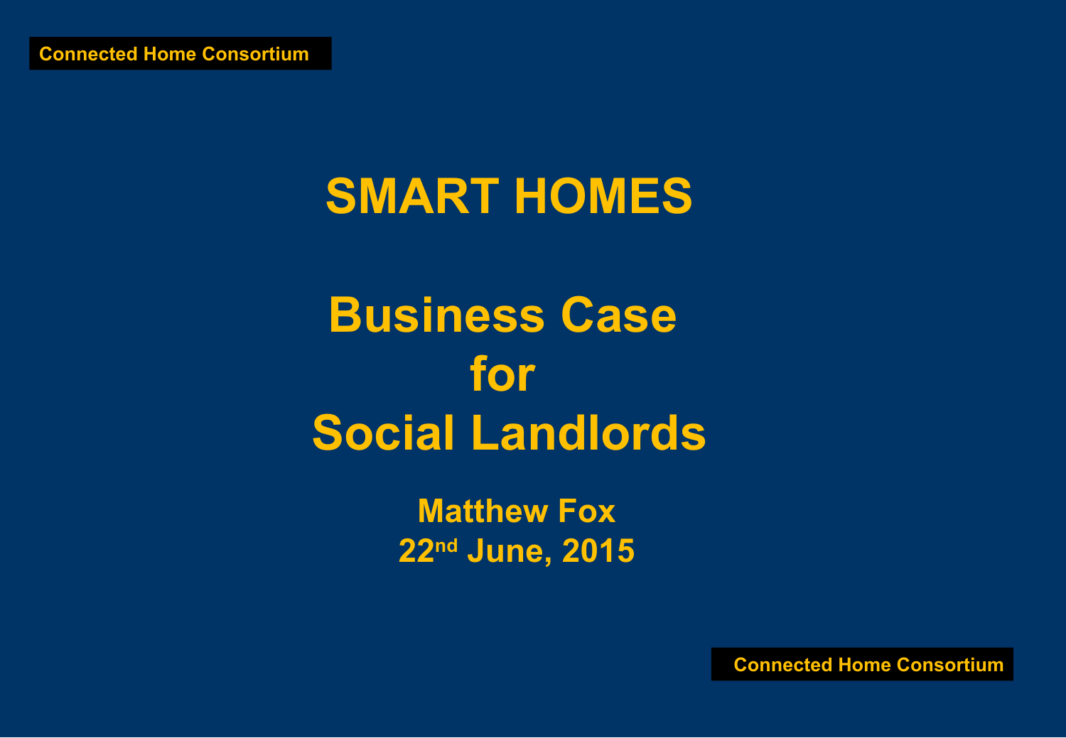Connected Home Consortium

# SMART HOMES

# Business Case for Social Landlords

**Matthew Fox**
**22nd June, 2015**

Connected Home Consortium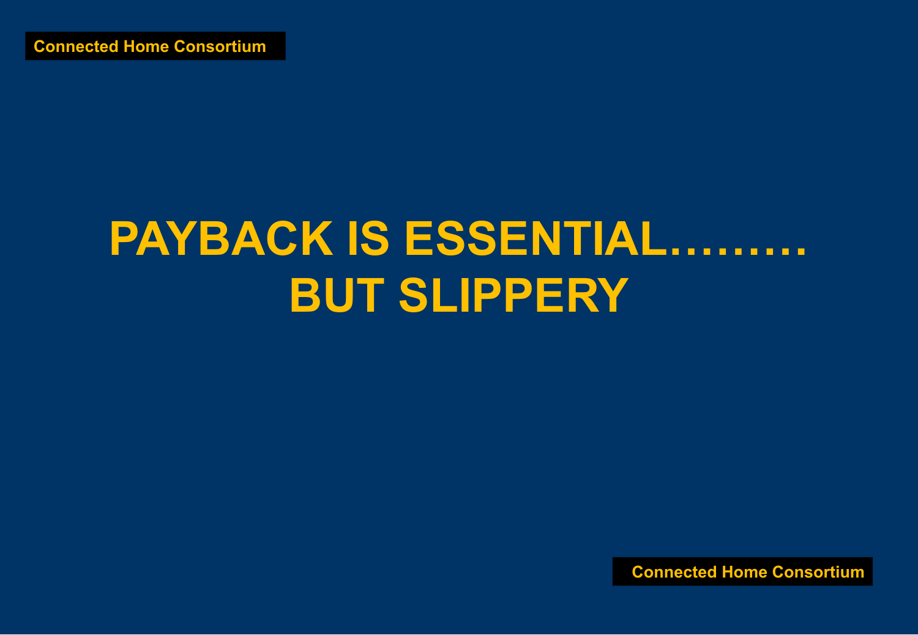# PAYBACK IS ESSENTIAL……… BUT SLIPPERY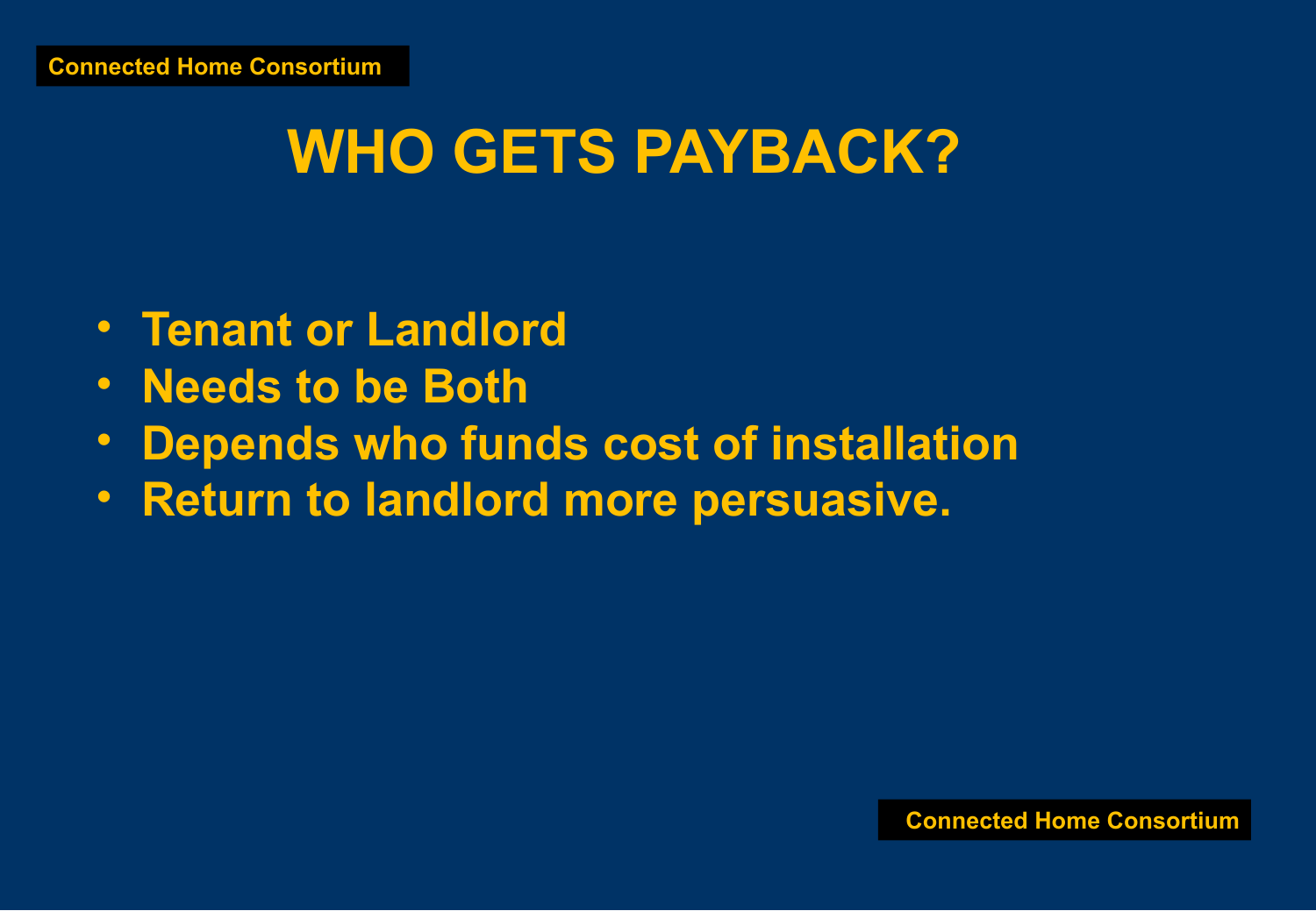# WHO GETS PAYBACK?

- Tenant or Landlord
- Needs to be Both
- Depends who funds cost of installation
- Return to landlord more persuasive.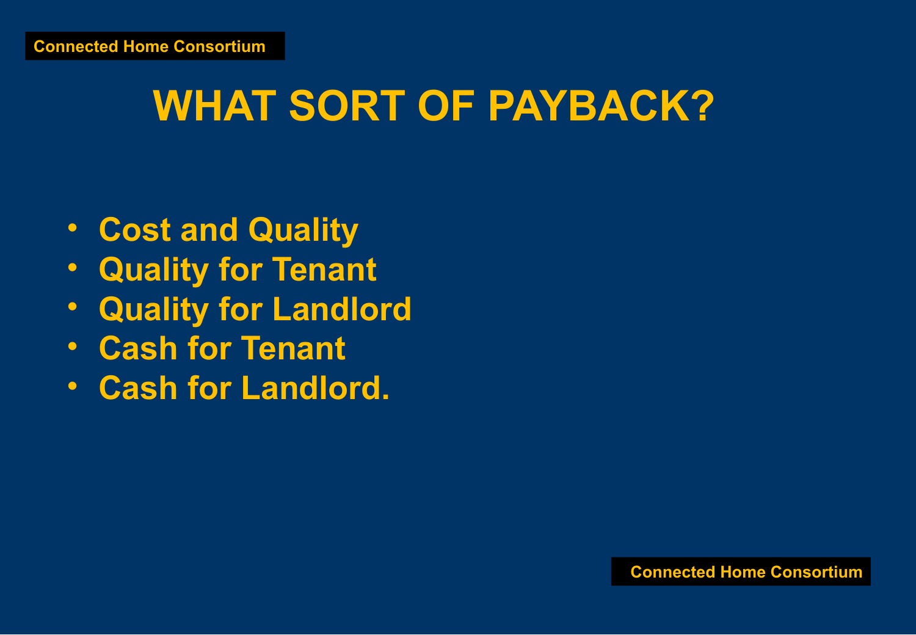# WHAT SORT OF PAYBACK?

- Cost and Quality
- Quality for Tenant
- Quality for Landlord
- Cash for Tenant
- Cash for Landlord.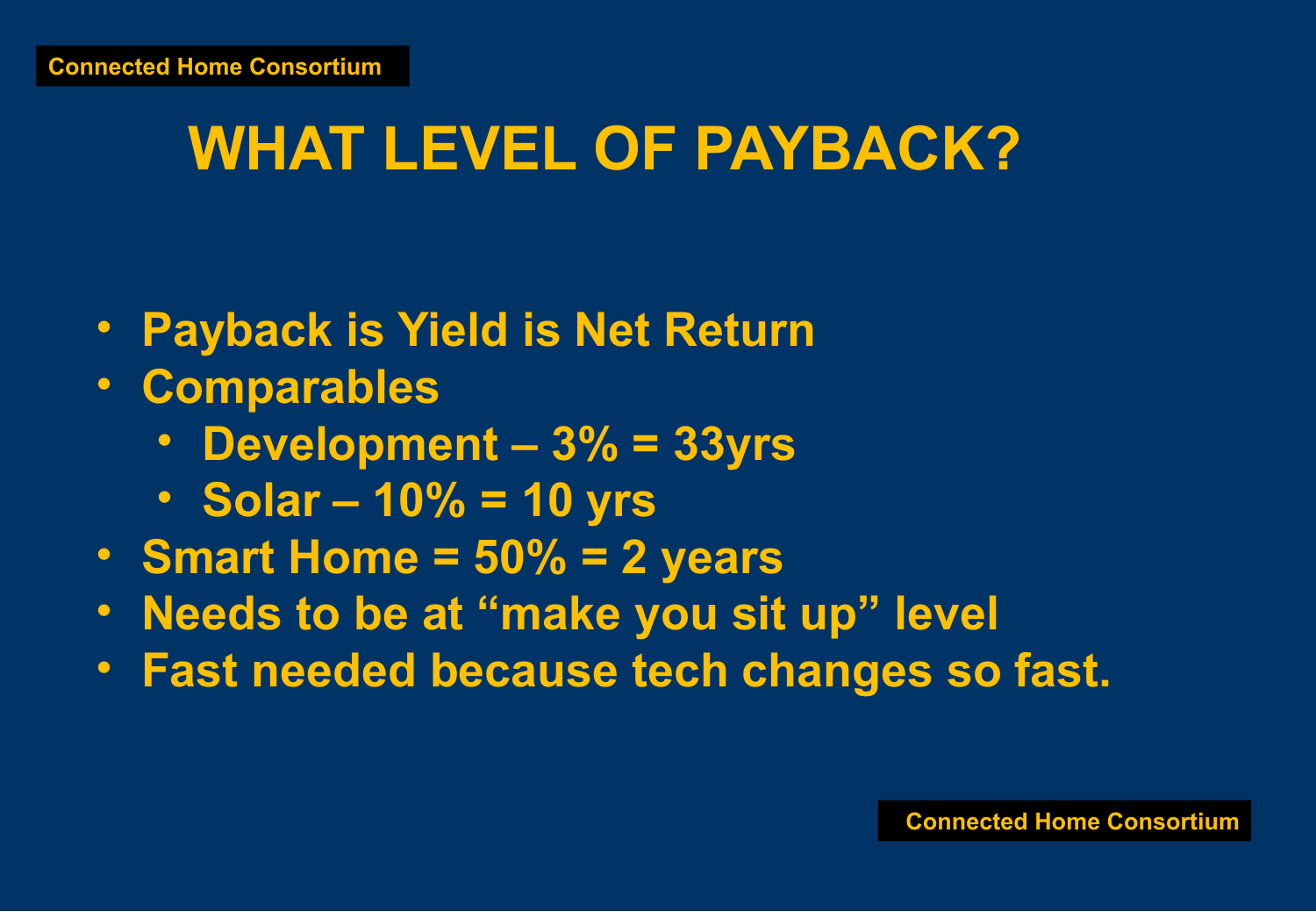# WHAT LEVEL OF PAYBACK?

- Payback is Yield is Net Return
- Comparables
  - Development – 3% = 33yrs
  - Solar – 10% = 10 yrs
- Smart Home = 50% = 2 years
- Needs to be at "make you sit up" level
- Fast needed because tech changes so fast.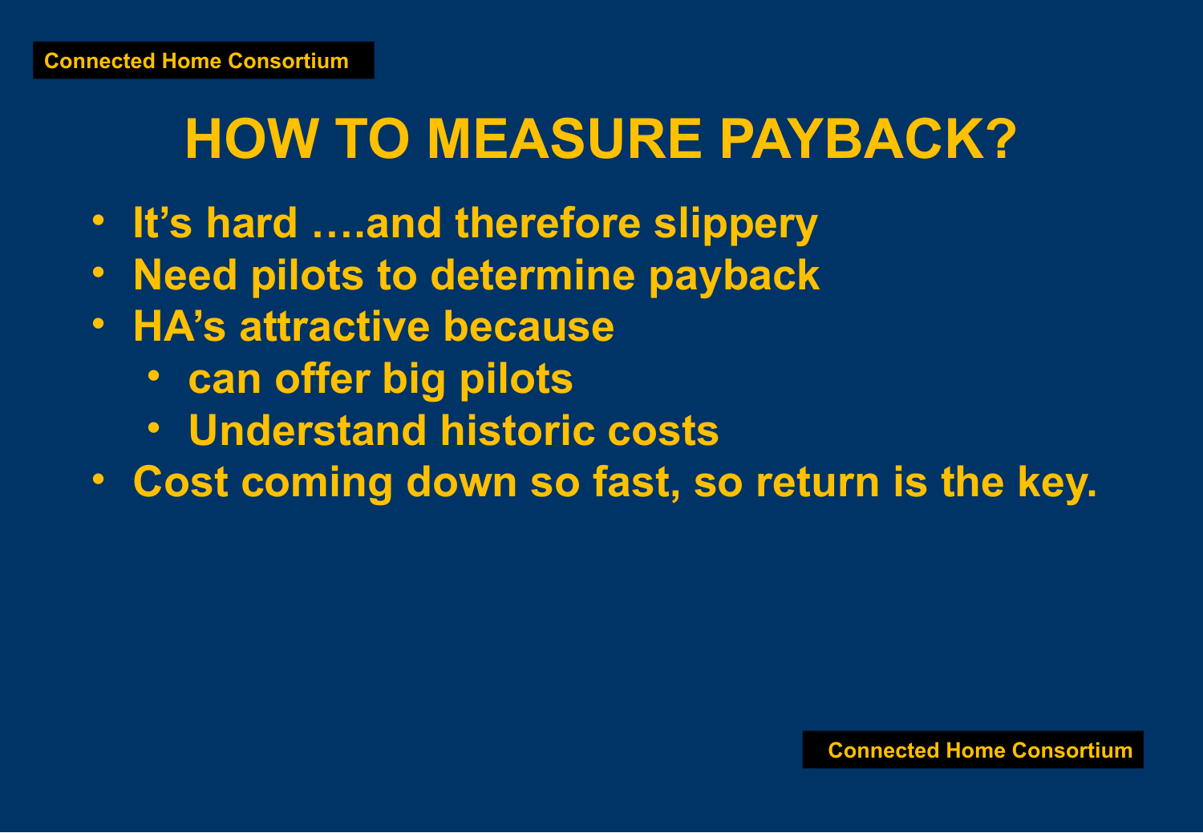# HOW TO MEASURE PAYBACK?

- It's hard ….and therefore slippery
- Need pilots to determine payback
- HA's attractive because
  - can offer big pilots
  - Understand historic costs
- Cost coming down so fast, so return is the key.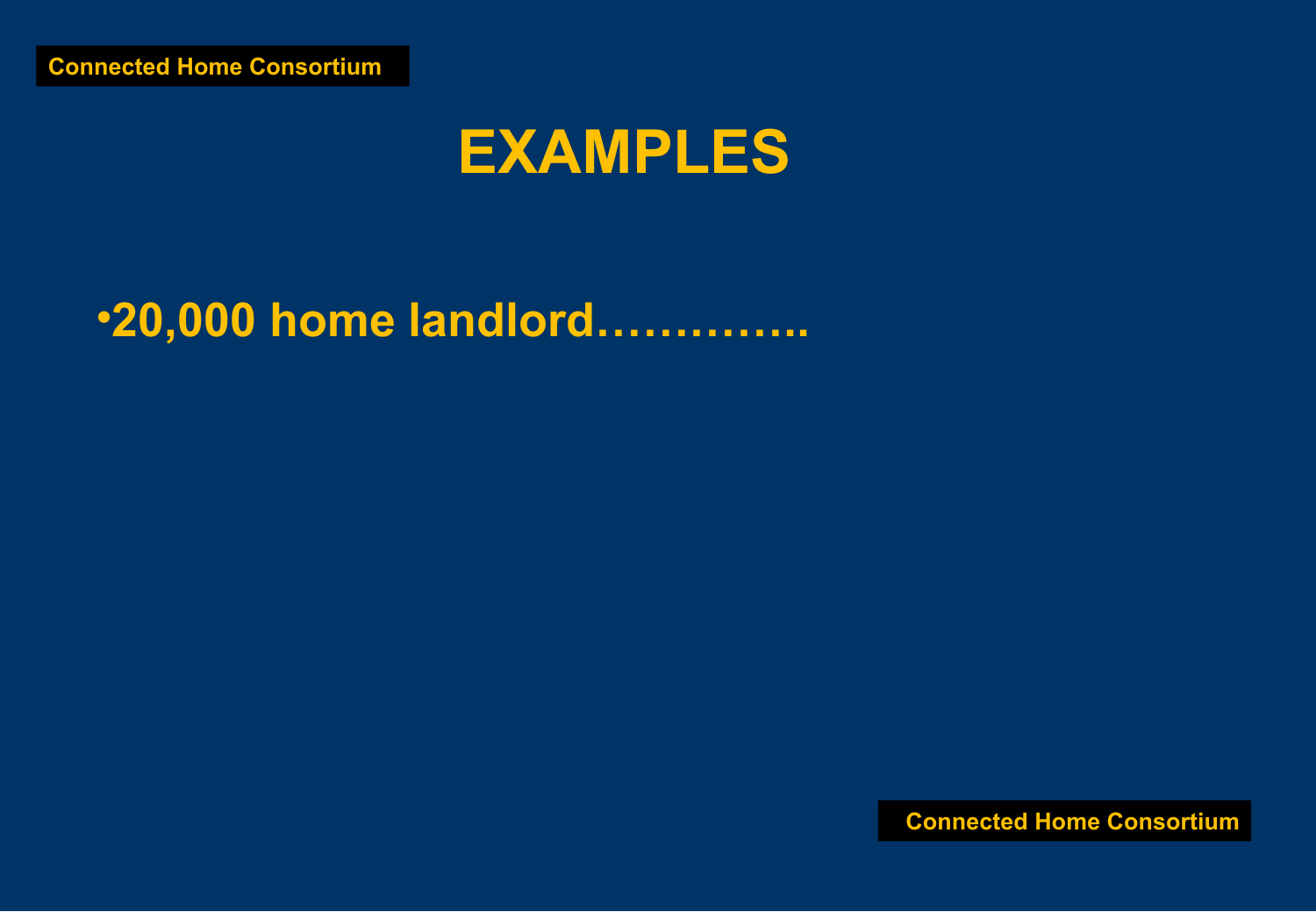# EXAMPLES

- 20,000 home landlord…………..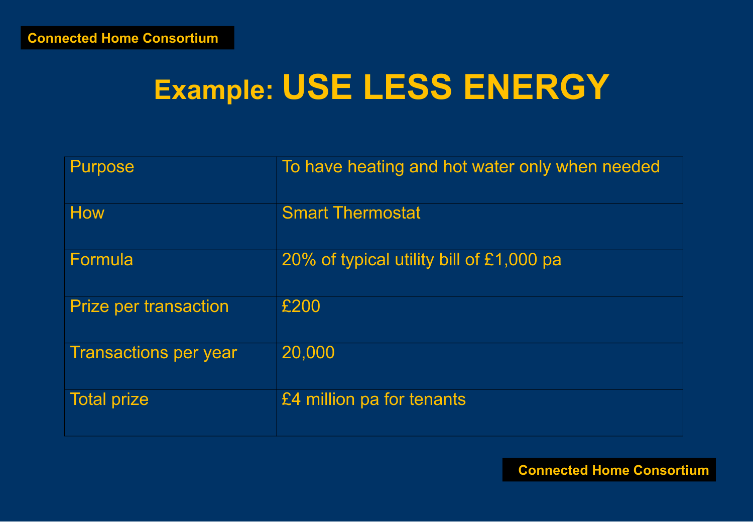# Example: USE LESS ENERGY

| | |
|---|---|
| Purpose | To have heating and hot water only when needed |
| How | Smart Thermostat |
| Formula | 20% of typical utility bill of £1,000 pa |
| Prize per transaction | £200 |
| Transactions per year | 20,000 |
| Total prize | £4 million pa for tenants |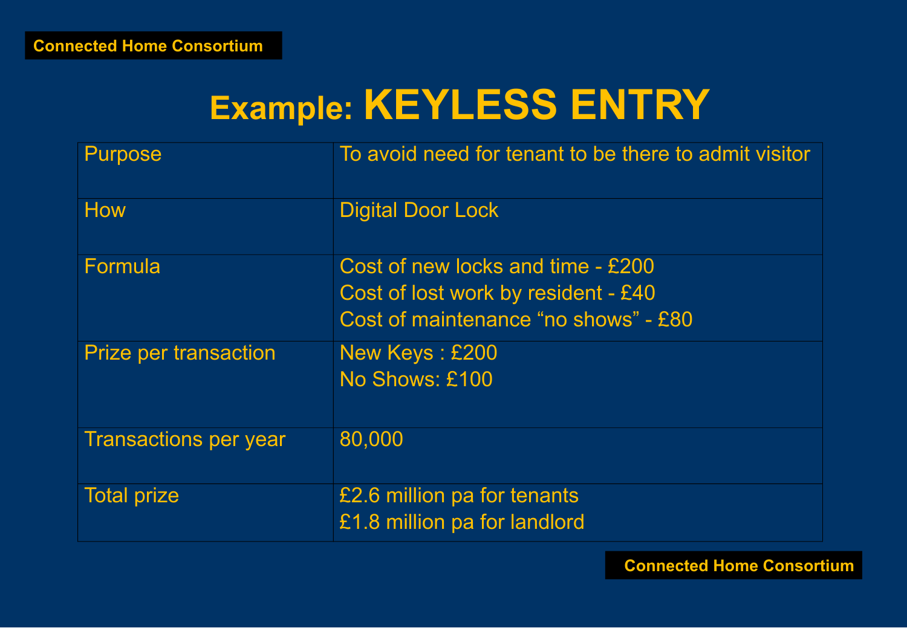# Example: KEYLESS ENTRY

| | |
|---|---|
| Purpose | To avoid need for tenant to be there to admit visitor |
| How | Digital Door Lock |
| Formula | Cost of new locks and time - £200<br>Cost of lost work by resident - £40<br>Cost of maintenance “no shows” - £80 |
| Prize per transaction | New Keys : £200<br>No Shows: £100 |
| Transactions per year | 80,000 |
| Total prize | £2.6 million pa for tenants<br>£1.8 million pa for landlord |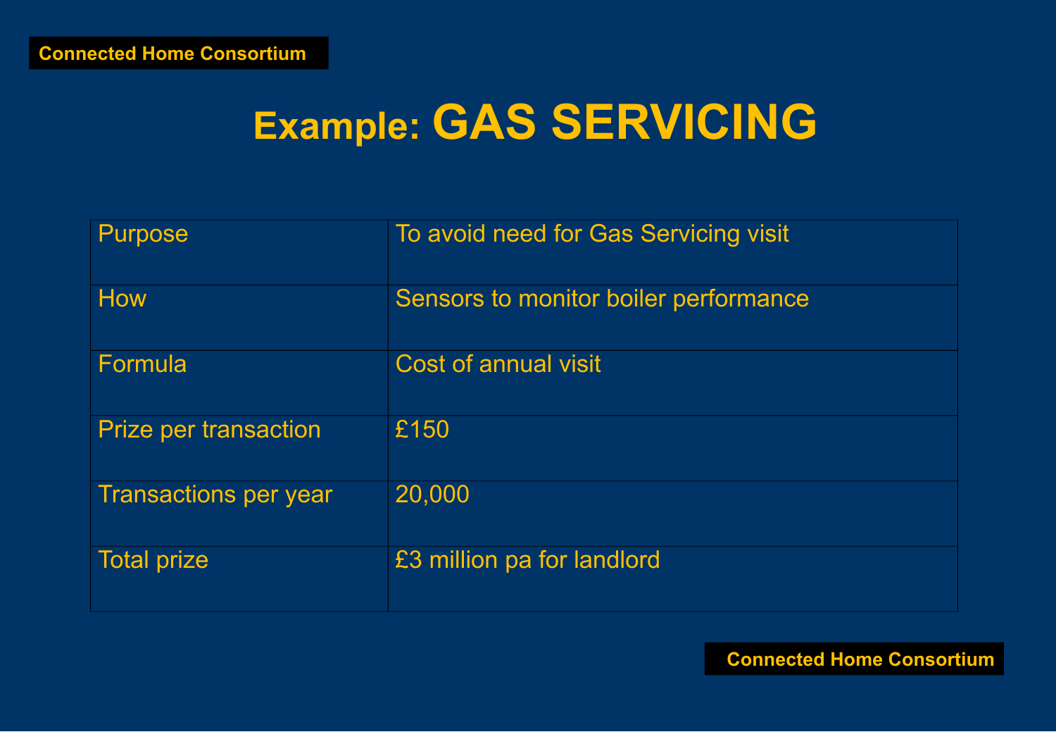# Example: GAS SERVICING

| | |
|---|---|
| Purpose | To avoid need for Gas Servicing visit |
| How | Sensors to monitor boiler performance |
| Formula | Cost of annual visit |
| Prize per transaction | £150 |
| Transactions per year | 20,000 |
| Total prize | £3 million pa for landlord |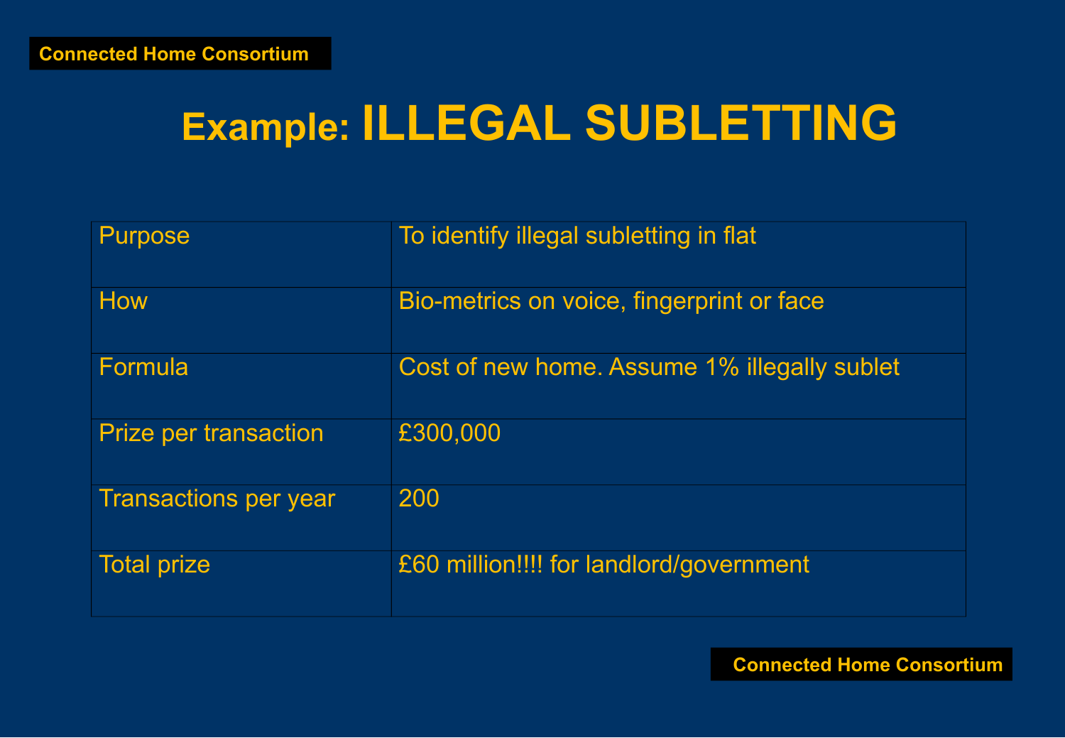# Example: ILLEGAL SUBLETTING

| | |
|---|---|
| Purpose | To identify illegal subletting in flat |
| How | Bio-metrics on voice, fingerprint or face |
| Formula | Cost of new home. Assume 1% illegally sublet |
| Prize per transaction | £300,000 |
| Transactions per year | 200 |
| Total prize | £60 million!!!! for landlord/government |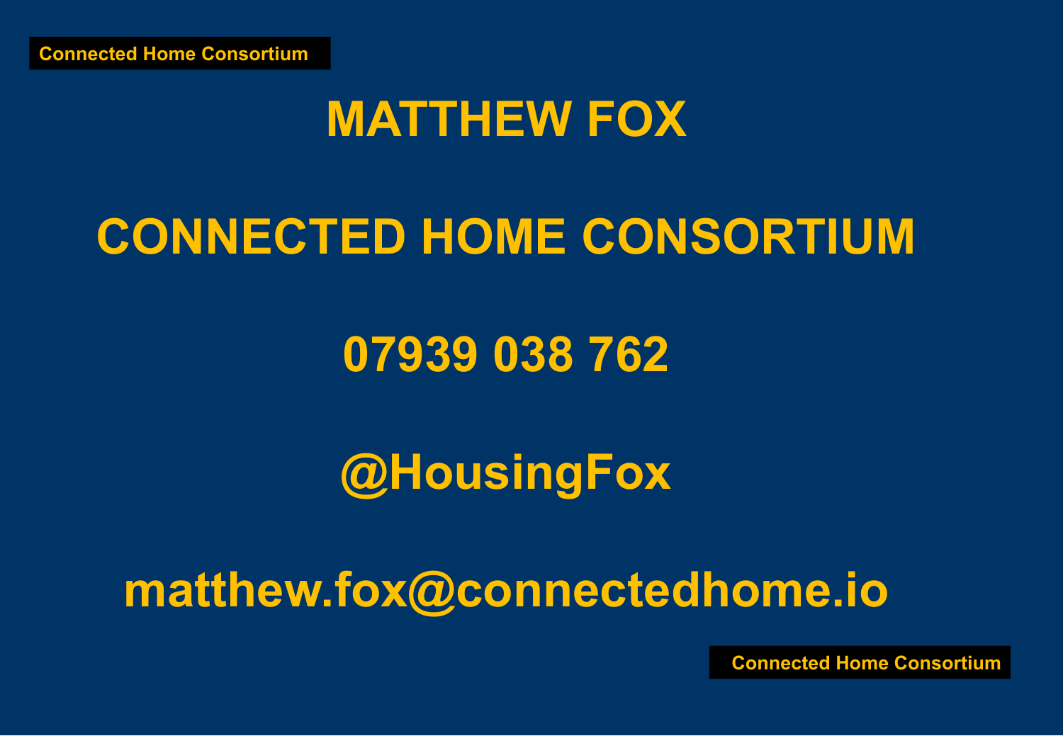**MATTHEW FOX**

**CONNECTED HOME CONSORTIUM**

**07939 038 762**

**@HousingFox**

**matthew.fox@connectedhome.io**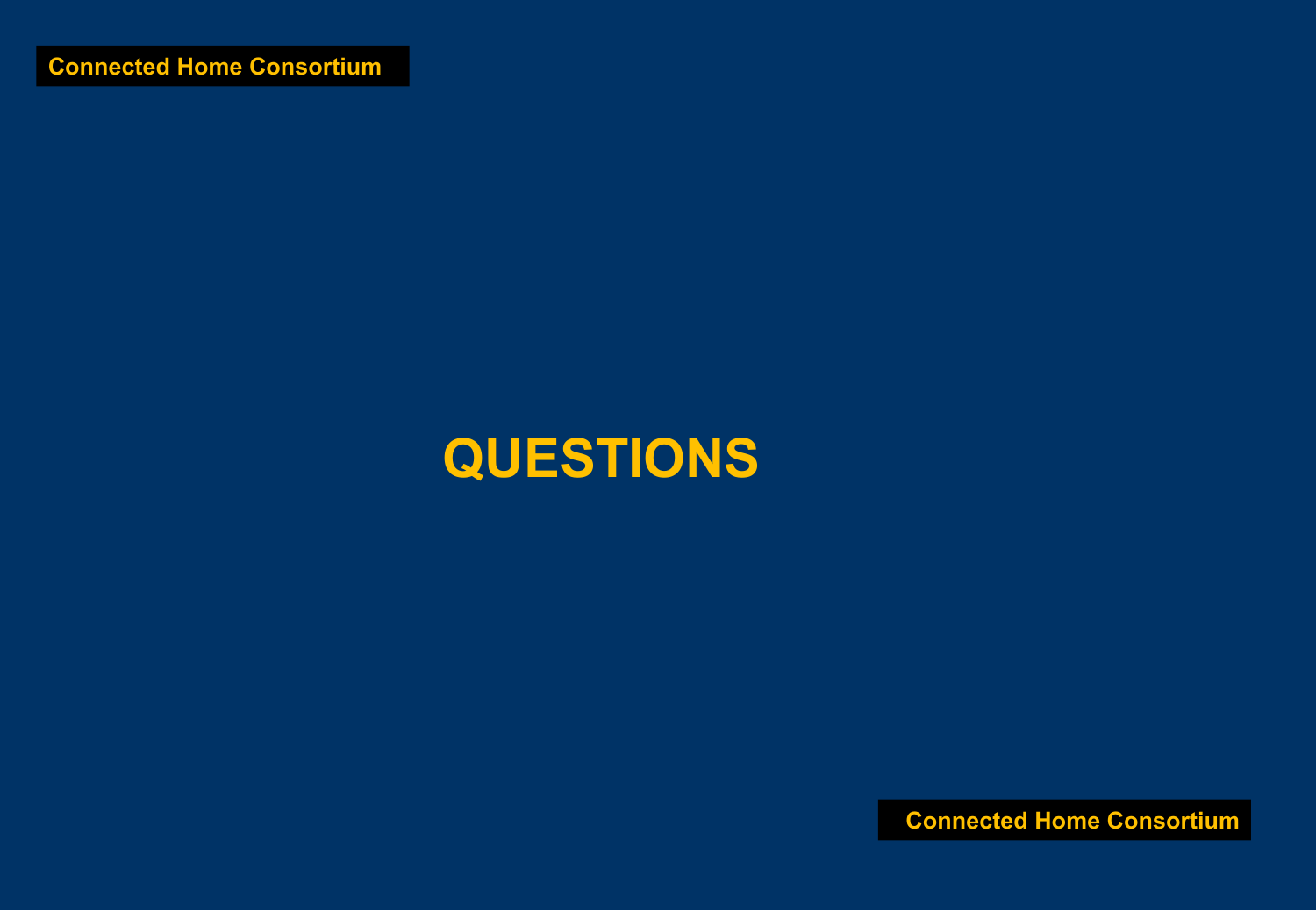# QUESTIONS